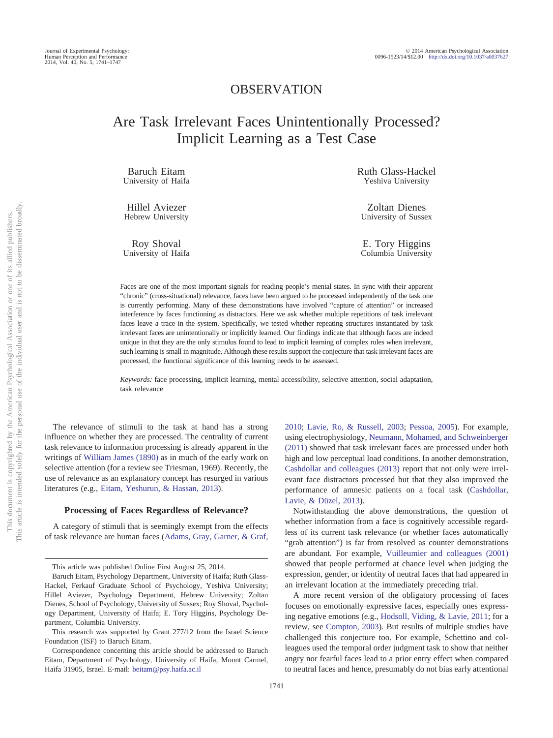OBSERVATION

# Are Task Irrelevant Faces Unintentionally Processed? Implicit Learning as a Test Case

Baruch Eitam
University of Haifa

Ruth Glass-Hackel
Yeshiva University

Hillel Aviezer
Hebrew University

Zoltan Dienes
University of Sussex

Roy Shoval
University of Haifa

E. Tory Higgins
Columbia University

Faces are one of the most important signals for reading people's mental states. In sync with their apparent "chronic" (cross-situational) relevance, faces have been argued to be processed independently of the task one is currently performing. Many of these demonstrations have involved "capture of attention" or increased interference by faces functioning as distractors. Here we ask whether multiple repetitions of task irrelevant faces leave a trace in the system. Specifically, we tested whether repeating structures instantiated by task irrelevant faces are unintentionally or implicitly learned. Our findings indicate that although faces are indeed unique in that they are the only stimulus found to lead to implicit learning of complex rules when irrelevant, such learning is small in magnitude. Although these results support the conjecture that task irrelevant faces are processed, the functional significance of this learning needs to be assessed.

*Keywords:* face processing, implicit learning, mental accessibility, selective attention, social adaptation, task relevance

The relevance of stimuli to the task at hand has a strong influence on whether they are processed. The centrality of current task relevance to information processing is already apparent in the writings of William James (1890) as in much of the early work on selective attention (for a review see Triesman, 1969). Recently, the use of relevance as an explanatory concept has resurged in various literatures (e.g., Eitam, Yeshurun, & Hassan, 2013).

## Processing of Faces Regardless of Relevance?

A category of stimuli that is seemingly exempt from the effects of task relevance are human faces (Adams, Gray, Garner, & Graf, 2010; Lavie, Ro, & Russell, 2003; Pessoa, 2005). For example, using electrophysiology, Neumann, Mohamed, and Schweinberger (2011) showed that task irrelevant faces are processed under both high and low perceptual load conditions. In another demonstration, Cashdollar and colleagues (2013) report that not only were irrelevant face distractors processed but that they also improved the performance of amnesic patients on a focal task (Cashdollar, Lavie, & Düzel, 2013).

Notwithstanding the above demonstrations, the question of whether information from a face is cognitively accessible regardless of its current task relevance (or whether faces automatically "grab attention") is far from resolved as counter demonstrations are abundant. For example, Vuilleumier and colleagues (2001) showed that people performed at chance level when judging the expression, gender, or identity of neutral faces that had appeared in an irrelevant location at the immediately preceding trial.

A more recent version of the obligatory processing of faces focuses on emotionally expressive faces, especially ones expressing negative emotions (e.g., Hodsoll, Viding, & Lavie, 2011; for a review, see Compton, 2003). But results of multiple studies have challenged this conjecture too. For example, Schettino and colleagues used the temporal order judgment task to show that neither angry nor fearful faces lead to a prior entry effect when compared to neutral faces and hence, presumably do not bias early attentional

---

This article was published Online First August 25, 2014.

Baruch Eitam, Psychology Department, University of Haifa; Ruth Glass-Hackel, Ferkauf Graduate School of Psychology, Yeshiva University; Hillel Aviezer, Psychology Department, Hebrew University; Zoltan Dienes, School of Psychology, University of Sussex; Roy Shoval, Psychology Department, University of Haifa; E. Tory Higgins, Psychology Department, Columbia University.

This research was supported by Grant 277/12 from the Israel Science Foundation (ISF) to Baruch Eitam.

Correspondence concerning this article should be addressed to Baruch Eitam, Department of Psychology, University of Haifa, Mount Carmel, Haifa 31905, Israel. E-mail: beitam@psy.haifa.ac.il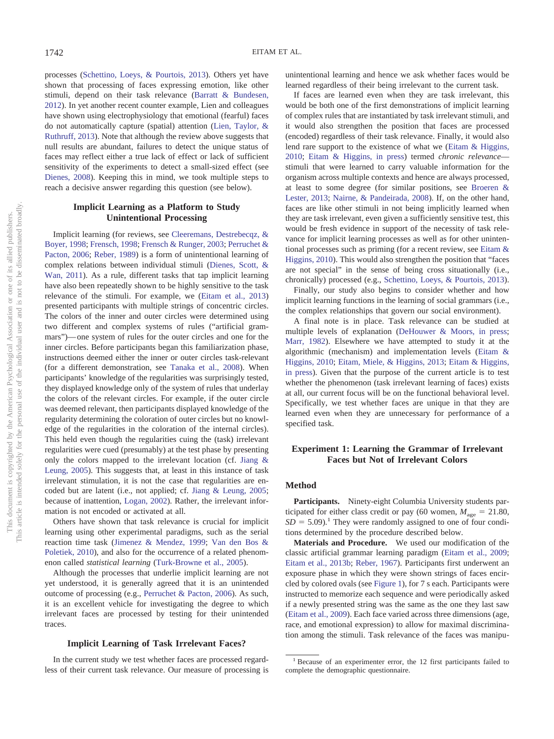processes (Schettino, Loeys, & Pourtois, 2013). Others yet have shown that processing of faces expressing emotion, like other stimuli, depend on their task relevance (Barratt & Bundesen, 2012). In yet another recent counter example, Lien and colleagues have shown using electrophysiology that emotional (fearful) faces do not automatically capture (spatial) attention (Lien, Taylor, & Ruthruff, 2013). Note that although the review above suggests that null results are abundant, failures to detect the unique status of faces may reflect either a true lack of effect or lack of sufficient sensitivity of the experiments to detect a small-sized effect (see Dienes, 2008). Keeping this in mind, we took multiple steps to reach a decisive answer regarding this question (see below).

## Implicit Learning as a Platform to Study Unintentional Processing

Implicit learning (for reviews, see Cleeremans, Destrebecqz, & Boyer, 1998; Frensch, 1998; Frensch & Runger, 2003; Perruchet & Pacton, 2006; Reber, 1989) is a form of unintentional learning of complex relations between individual stimuli (Dienes, Scott, & Wan, 2011). As a rule, different tasks that tap implicit learning have also been repeatedly shown to be highly sensitive to the task relevance of the stimuli. For example, we (Eitam et al., 2013) presented participants with multiple strings of concentric circles. The colors of the inner and outer circles were determined using two different and complex systems of rules ("artificial grammars")—one system of rules for the outer circles and one for the inner circles. Before participants began this familiarization phase, instructions deemed either the inner or outer circles task-relevant (for a different demonstration, see Tanaka et al., 2008). When participants' knowledge of the regularities was surprisingly tested, they displayed knowledge only of the system of rules that underlay the colors of the relevant circles. For example, if the outer circle was deemed relevant, then participants displayed knowledge of the regularity determining the coloration of outer circles but no knowledge of the regularities in the coloration of the internal circles). This held even though the regularities cuing the (task) irrelevant regularities were cued (presumably) at the test phase by presenting only the colors mapped to the irrelevant location (cf. Jiang & Leung, 2005). This suggests that, at least in this instance of task irrelevant stimulation, it is not the case that regularities are encoded but are latent (i.e., not applied; cf. Jiang & Leung, 2005; because of inattention, Logan, 2002). Rather, the irrelevant information is not encoded or activated at all.

Others have shown that task relevance is crucial for implicit learning using other experimental paradigms, such as the serial reaction time task (Jimenez & Mendez, 1999; Van den Bos & Poletiek, 2010), and also for the occurrence of a related phenomenon called *statistical learning* (Turk-Browne et al., 2005).

Although the processes that underlie implicit learning are not yet understood, it is generally agreed that it is an unintended outcome of processing (e.g., Perruchet & Pacton, 2006). As such, it is an excellent vehicle for investigating the degree to which irrelevant faces are processed by testing for their unintended traces.

## Implicit Learning of Task Irrelevant Faces?

In the current study we test whether faces are processed regardless of their current task relevance. Our measure of processing is unintentional learning and hence we ask whether faces would be learned regardless of their being irrelevant to the current task.

If faces are learned even when they are task irrelevant, this would be both one of the first demonstrations of implicit learning of complex rules that are instantiated by task irrelevant stimuli, and it would also strengthen the position that faces are processed (encoded) regardless of their task relevance. Finally, it would also lend rare support to the existence of what we (Eitam & Higgins, 2010; Eitam & Higgins, in press) termed *chronic relevance*—stimuli that were learned to carry valuable information for the organism across multiple contexts and hence are always processed, at least to some degree (for similar positions, see Broeren & Lester, 2013; Nairne, & Pandeirada, 2008). If, on the other hand, faces are like other stimuli in not being implicitly learned when they are task irrelevant, even given a sufficiently sensitive test, this would be fresh evidence in support of the necessity of task relevance for implicit learning processes as well as for other unintentional processes such as priming (for a recent review, see Eitam & Higgins, 2010). This would also strengthen the position that "faces are not special" in the sense of being cross situationally (i.e., chronically) processed (e.g., Schettino, Loeys, & Pourtois, 2013).

Finally, our study also begins to consider whether and how implicit learning functions in the learning of social grammars (i.e., the complex relationships that govern our social environment).

A final note is in place. Task relevance can be studied at multiple levels of explanation (DeHouwer & Moors, in press; Marr, 1982). Elsewhere we have attempted to study it at the algorithmic (mechanism) and implementation levels (Eitam & Higgins, 2010; Eitam, Miele, & Higgins, 2013; Eitam & Higgins, in press). Given that the purpose of the current article is to test whether the phenomenon (task irrelevant learning of faces) exists at all, our current focus will be on the functional behavioral level. Specifically, we test whether faces are unique in that they are learned even when they are unnecessary for performance of a specified task.

## Experiment 1: Learning the Grammar of Irrelevant Faces but Not of Irrelevant Colors

### Method

**Participants.** Ninety-eight Columbia University students participated for either class credit or pay (60 women, $M_{age} = 21.80$, $SD = 5.09$).[1] They were randomly assigned to one of four conditions determined by the procedure described below.

**Materials and Procedure.** We used our modification of the classic artificial grammar learning paradigm (Eitam et al., 2009; Eitam et al., 2013b; Reber, 1967). Participants first underwent an exposure phase in which they were shown strings of faces encircled by colored ovals (see Figure 1), for 7 s each. Participants were instructed to memorize each sequence and were periodically asked if a newly presented string was the same as the one they last saw (Eitam et al., 2009). Each face varied across three dimensions (age, race, and emotional expression) to allow for maximal discrimination among the stimuli. Task relevance of the faces was manipu-

[1] Because of an experimenter error, the 12 first participants failed to complete the demographic questionnaire.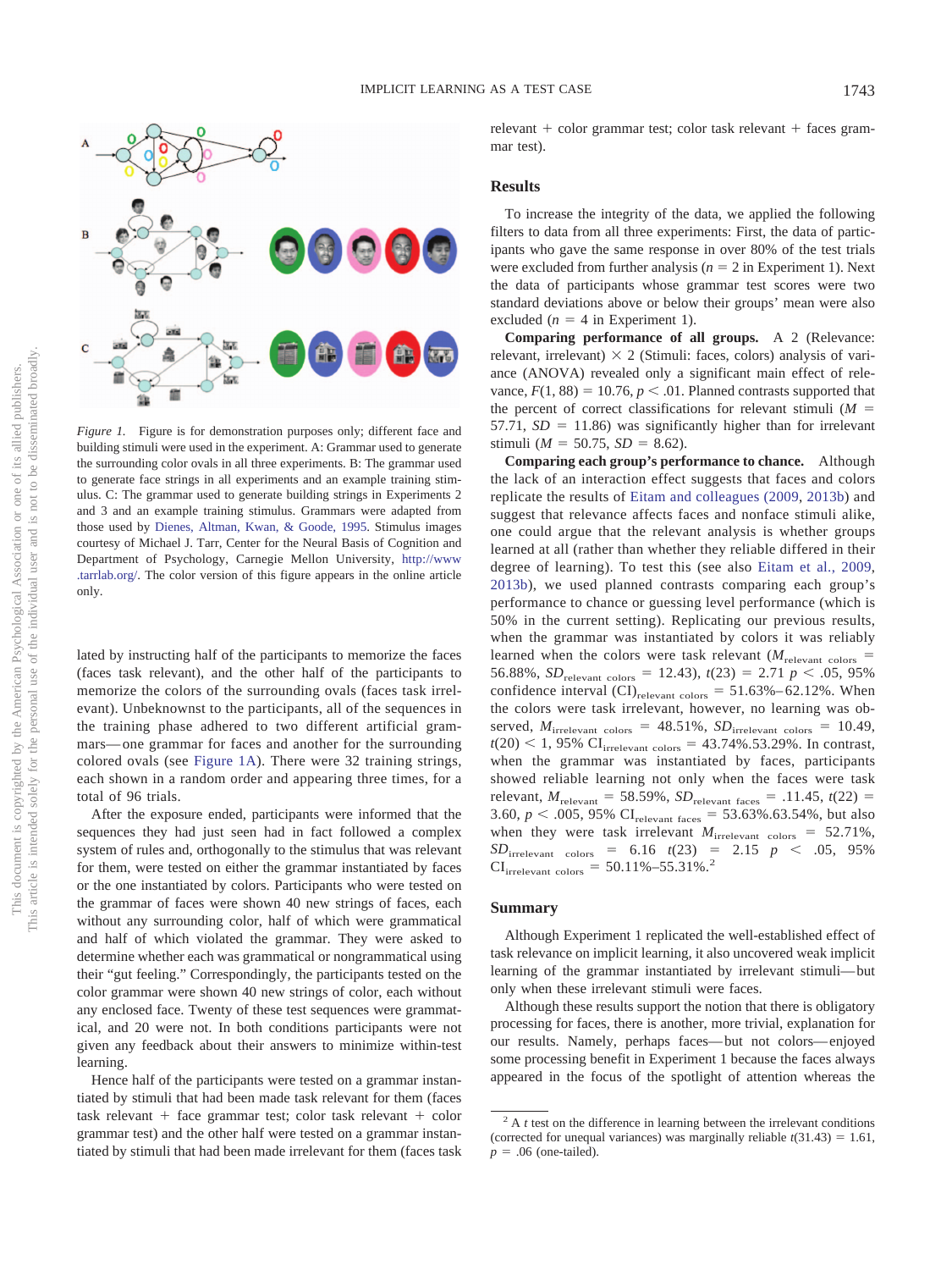*Figure 1.* Figure is for demonstration purposes only; different face and building stimuli were used in the experiment. A: Grammar used to generate the surrounding color ovals in all three experiments. B: The grammar used to generate face strings in all experiments and an example training stimulus. C: The grammar used to generate building strings in Experiments 2 and 3 and an example training stimulus. Grammars were adapted from those used by Dienes, Altman, Kwan, & Goode, 1995. Stimulus images courtesy of Michael J. Tarr, Center for the Neural Basis of Cognition and Department of Psychology, Carnegie Mellon University, http://www.tarrlab.org/. The color version of this figure appears in the online article only.

lated by instructing half of the participants to memorize the faces (faces task relevant), and the other half of the participants to memorize the colors of the surrounding ovals (faces task irrelevant). Unbeknownst to the participants, all of the sequences in the training phase adhered to two different artificial grammars—one grammar for faces and another for the surrounding colored ovals (see Figure 1A). There were 32 training strings, each shown in a random order and appearing three times, for a total of 96 trials.

After the exposure ended, participants were informed that the sequences they had just seen had in fact followed a complex system of rules and, orthogonally to the stimulus that was relevant for them, were tested on either the grammar instantiated by faces or the one instantiated by colors. Participants who were tested on the grammar of faces were shown 40 new strings of faces, each without any surrounding color, half of which were grammatical and half of which violated the grammar. They were asked to determine whether each was grammatical or nongrammatical using their "gut feeling." Correspondingly, the participants tested on the color grammar were shown 40 new strings of color, each without any enclosed face. Twenty of these test sequences were grammatical, and 20 were not. In both conditions participants were not given any feedback about their answers to minimize within-test learning.

Hence half of the participants were tested on a grammar instantiated by stimuli that had been made task relevant for them (faces task relevant + face grammar test; color task relevant + color grammar test) and the other half were tested on a grammar instantiated by stimuli that had been made irrelevant for them (faces task relevant + color grammar test; color task relevant + faces grammar test).

## Results

To increase the integrity of the data, we applied the following filters to data from all three experiments: First, the data of participants who gave the same response in over 80% of the test trials were excluded from further analysis ($n = 2$ in Experiment 1). Next the data of participants whose grammar test scores were two standard deviations above or below their groups' mean were also excluded ($n = 4$ in Experiment 1).

**Comparing performance of all groups.** A 2 (Relevance: relevant, irrelevant) × 2 (Stimuli: faces, colors) analysis of variance (ANOVA) revealed only a significant main effect of relevance, $F(1, 88) = 10.76$, $p < .01$. Planned contrasts supported that the percent of correct classifications for relevant stimuli ($M = 57.71$, $SD = 11.86$) was significantly higher than for irrelevant stimuli ($M = 50.75$, $SD = 8.62$).

**Comparing each group's performance to chance.** Although the lack of an interaction effect suggests that faces and colors replicate the results of Eitam and colleagues (2009, 2013b) and suggest that relevance affects faces and nonface stimuli alike, one could argue that the relevant analysis is whether groups learned at all (rather than whether they reliable differed in their degree of learning). To test this (see also Eitam et al., 2009, 2013b), we used planned contrasts comparing each group's performance to chance or guessing level performance (which is 50% in the current setting). Replicating our previous results, when the grammar was instantiated by colors it was reliably learned when the colors were task relevant ($M_{\text{relevant colors}} = 56.88\%$, $SD_{\text{relevant colors}} = 12.43$), $t(23) = 2.71$ $p < .05$, 95% confidence interval $(\text{CI})_{\text{relevant colors}} = 51.63\%–62.12\%$. When the colors were task irrelevant, however, no learning was observed, $M_{\text{irrelevant colors}} = 48.51\%$, $SD_{\text{irrelevant colors}} = 10.49$, $t(20) < 1$, 95% $\text{CI}_{\text{irrelevant colors}} = 43.74\%.53.29\%$. In contrast, when the grammar was instantiated by faces, participants showed reliable learning not only when the faces were task relevant, $M_{\text{relevant}} = 58.59\%$, $SD_{\text{relevant faces}} = .11.45$, $t(22) = 3.60$, $p < .005$, 95% $\text{CI}_{\text{relevant faces}} = 53.63\%.63.54\%$, but also when they were task irrelevant $M_{\text{irrelevant colors}} = 52.71\%$, $SD_{\text{irrelevant colors}} = 6.16$ $t(23) = 2.15$ $p < .05$, 95% $\text{CI}_{\text{irrelevant colors}} = 50.11\%–55.31\%$.[2]

## Summary

Although Experiment 1 replicated the well-established effect of task relevance on implicit learning, it also uncovered weak implicit learning of the grammar instantiated by irrelevant stimuli—but only when these irrelevant stimuli were faces.

Although these results support the notion that there is obligatory processing for faces, there is another, more trivial, explanation for our results. Namely, perhaps faces—but not colors—enjoyed some processing benefit in Experiment 1 because the faces always appeared in the focus of the spotlight of attention whereas the

[2] A $t$ test on the difference in learning between the irrelevant conditions (corrected for unequal variances) was marginally reliable $t(31.43) = 1.61$, $p = .06$ (one-tailed).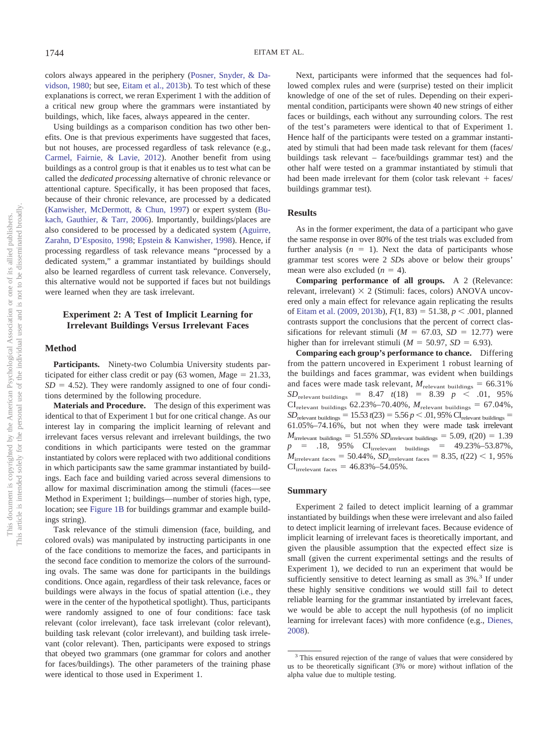colors always appeared in the periphery (Posner, Snyder, & Davidson, 1980; but see, Eitam et al., 2013b). To test which of these explanations is correct, we reran Experiment 1 with the addition of a critical new group where the grammars were instantiated by buildings, which, like faces, always appeared in the center.

Using buildings as a comparison condition has two other benefits. One is that previous experiments have suggested that faces, but not houses, are processed regardless of task relevance (e.g., Carmel, Fairnie, & Lavie, 2012). Another benefit from using buildings as a control group is that it enables us to test what can be called the *dedicated processing* alternative of chronic relevance or attentional capture. Specifically, it has been proposed that faces, because of their chronic relevance, are processed by a dedicated (Kanwisher, McDermott, & Chun, 1997) or expert system (Bukach, Gauthier, & Tarr, 2006). Importantly, buildings/places are also considered to be processed by a dedicated system (Aguirre, Zarahn, D'Esposito, 1998; Epstein & Kanwisher, 1998). Hence, if processing regardless of task relevance means "processed by a dedicated system," a grammar instantiated by buildings should also be learned regardless of current task relevance. Conversely, this alternative would not be supported if faces but not buildings were learned when they are task irrelevant.

## Experiment 2: A Test of Implicit Learning for Irrelevant Buildings Versus Irrelevant Faces

### Method

**Participants.** Ninety-two Columbia University students participated for either class credit or pay (63 women, *M*age = 21.33, *SD* = 4.52). They were randomly assigned to one of four conditions determined by the following procedure.

**Materials and Procedure.** The design of this experiment was identical to that of Experiment 1 but for one critical change. As our interest lay in comparing the implicit learning of relevant and irrelevant faces versus relevant and irrelevant buildings, the two conditions in which participants were tested on the grammar instantiated by colors were replaced with two additional conditions in which participants saw the same grammar instantiated by buildings. Each face and building varied across several dimensions to allow for maximal discrimination among the stimuli (faces—see Method in Experiment 1; buildings—number of stories high, type, location; see Figure 1B for buildings grammar and example buildings string).

Task relevance of the stimuli dimension (face, building, and colored ovals) was manipulated by instructing participants in one of the face conditions to memorize the faces, and participants in the second face condition to memorize the colors of the surrounding ovals. The same was done for participants in the buildings conditions. Once again, regardless of their task relevance, faces or buildings were always in the focus of spatial attention (i.e., they were in the center of the hypothetical spotlight). Thus, participants were randomly assigned to one of four conditions: face task relevant (color irrelevant), face task irrelevant (color relevant), building task relevant (color irrelevant), and building task irrelevant (color relevant). Then, participants were exposed to strings that obeyed two grammars (one grammar for colors and another for faces/buildings). The other parameters of the training phase were identical to those used in Experiment 1.

Next, participants were informed that the sequences had followed complex rules and were (surprise) tested on their implicit knowledge of one of the set of rules. Depending on their experimental condition, participants were shown 40 new strings of either faces or buildings, each without any surrounding colors. The rest of the test's parameters were identical to that of Experiment 1. Hence half of the participants were tested on a grammar instantiated by stimuli that had been made task relevant for them (faces/buildings task relevant – face/buildings grammar test) and the other half were tested on a grammar instantiated by stimuli that had been made irrelevant for them (color task relevant + faces/buildings grammar test).

### Results

As in the former experiment, the data of a participant who gave the same response in over 80% of the test trials was excluded from further analysis ($n = 1$). Next the data of participants whose grammar test scores were 2 *SD*s above or below their groups' mean were also excluded ($n = 4$).

**Comparing performance of all groups.** A 2 (Relevance: relevant, irrelevant) × 2 (Stimuli: faces, colors) ANOVA uncovered only a main effect for relevance again replicating the results of Eitam et al. (2009, 2013b), $F(1, 83) = 51.38$, $p < .001$, planned contrasts support the conclusions that the percent of correct classifications for relevant stimuli ($M = 67.03$, $SD = 12.77$) were higher than for irrelevant stimuli ($M = 50.97$, $SD = 6.93$).

**Comparing each group's performance to chance.** Differing from the pattern uncovered in Experiment 1 robust learning of the buildings and faces grammar, was evident when buildings and faces were made task relevant, $M_{\text{relevant buildings}} = 66.31\%$ $SD_{\text{relevant buildings}} = 8.47$ $t(18) = 8.39$ $p < .01$, 95% $CI_{\text{relevant buildings}}$ 62.23%–70.40%, $M_{\text{relevant buildings}} = 67.04\%$, $SD_{\text{relevant buildings}} = 15.53$ $t(23) = 5.56$ $p < .01$, 95% $CI_{\text{relevant buildings}} =$ 61.05%–74.16%, but not when they were made task irrelevant $M_{\text{irrelevant buildings}} = 51.55\%$ $SD_{\text{irrelevant buildings}} = 5.09$, $t(20) = 1.39$ $p = .18$, 95% $CI_{\text{irrelevant buildings}} =$ 49.23%–53.87%, $M_{\text{irrelevant faces}} = 50.44\%$, $SD_{\text{irrelevant faces}} = 8.35$, $t(22) < 1$, 95% $CI_{\text{irrelevant faces}} =$ 46.83%–54.05%.

### Summary

Experiment 2 failed to detect implicit learning of a grammar instantiated by buildings when these were irrelevant and also failed to detect implicit learning of irrelevant faces. Because evidence of implicit learning of irrelevant faces is theoretically important, and given the plausible assumption that the expected effect size is small (given the current experimental settings and the results of Experiment 1), we decided to run an experiment that would be sufficiently sensitive to detect learning as small as 3%.[3] If under these highly sensitive conditions we would still fail to detect reliable learning for the grammar instantiated by irrelevant faces, we would be able to accept the null hypothesis (of no implicit learning for irrelevant faces) with more confidence (e.g., Dienes, 2008).

[3] This ensured rejection of the range of values that were considered by us to be theoretically significant (3% or more) without inflation of the alpha value due to multiple testing.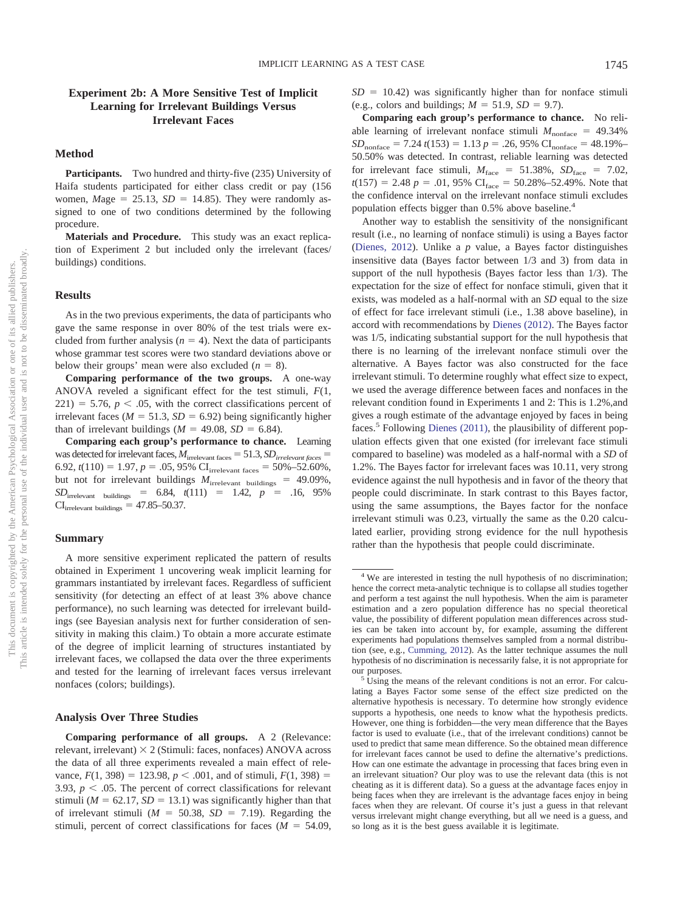## Experiment 2b: A More Sensitive Test of Implicit Learning for Irrelevant Buildings Versus Irrelevant Faces

### Method

**Participants.** Two hundred and thirty-five (235) University of Haifa students participated for either class credit or pay (156 women, *M*age = 25.13, *SD* = 14.85). They were randomly assigned to one of two conditions determined by the following procedure.

**Materials and Procedure.** This study was an exact replication of Experiment 2 but included only the irrelevant (faces/buildings) conditions.

### Results

As in the two previous experiments, the data of participants who gave the same response in over 80% of the test trials were excluded from further analysis ($n$ = 4). Next the data of participants whose grammar test scores were two standard deviations above or below their groups' mean were also excluded ($n$ = 8).

**Comparing performance of the two groups.** A one-way ANOVA reveled a significant effect for the test stimuli, $F(1, 221) = 5.76$, $p < .05$, with the correct classifications percent of irrelevant faces ($M = 51.3$, $SD = 6.92$) being significantly higher than of irrelevant buildings ($M = 49.08$, $SD = 6.84$).

**Comparing each group's performance to chance.** Learning was detected for irrelevant faces, $M_{\text{irrelevant faces}} = 51.3$, $SD_{\textit{irrelevant faces}} = 6.92$, $t(110) = 1.97$, $p = .05$, 95% $\text{CI}_{\text{irrelevant faces}}$ = 50%–52.60%, but not for irrelevant buildings $M_{\text{irrelevant buildings}} = 49.09\%$, $SD_{\text{irrelevant buildings}} = 6.84$, $t(111) = 1.42$, $p = .16$, 95% $\text{CI}_{\text{irrelevant buildings}}$ = 47.85–50.37.

### Summary

A more sensitive experiment replicated the pattern of results obtained in Experiment 1 uncovering weak implicit learning for grammars instantiated by irrelevant faces. Regardless of sufficient sensitivity (for detecting an effect of at least 3% above chance performance), no such learning was detected for irrelevant buildings (see Bayesian analysis next for further consideration of sensitivity in making this claim.) To obtain a more accurate estimate of the degree of implicit learning of structures instantiated by irrelevant faces, we collapsed the data over the three experiments and tested for the learning of irrelevant faces versus irrelevant nonfaces (colors; buildings).

### Analysis Over Three Studies

**Comparing performance of all groups.** A 2 (Relevance: relevant, irrelevant) × 2 (Stimuli: faces, nonfaces) ANOVA across the data of all three experiments revealed a main effect of relevance, $F(1, 398) = 123.98$, $p < .001$, and of stimuli, $F(1, 398) = 3.93$, $p < .05$. The percent of correct classifications for relevant stimuli ($M = 62.17$, $SD = 13.1$) was significantly higher than that of irrelevant stimuli ($M = 50.38$, $SD = 7.19$). Regarding the stimuli, percent of correct classifications for faces ($M = 54.09$, $SD = 10.42$) was significantly higher than for nonface stimuli (e.g., colors and buildings; $M = 51.9$, $SD = 9.7$).

**Comparing each group's performance to chance.** No reliable learning of irrelevant nonface stimuli $M_{\text{nonface}} = 49.34\%$ $SD_{\text{nonface}} = 7.24$ $t(153) = 1.13$ $p = .26$, 95% $\text{CI}_{\text{nonface}}$ = 48.19%–50.50% was detected. In contrast, reliable learning was detected for irrelevant face stimuli, $M_{\text{face}} = 51.38\%$, $SD_{\text{face}} = 7.02$, $t(157) = 2.48$ $p = .01$, 95% $\text{CI}_{\text{face}}$ = 50.28%–52.49%. Note that the confidence interval on the irrelevant nonface stimuli excludes population effects bigger than 0.5% above baseline.[4]

Another way to establish the sensitivity of the nonsignificant result (i.e., no learning of nonface stimuli) is using a Bayes factor (Dienes, 2012). Unlike a $p$ value, a Bayes factor distinguishes insensitive data (Bayes factor between 1/3 and 3) from data in support of the null hypothesis (Bayes factor less than 1/3). The expectation for the size of effect for nonface stimuli, given that it exists, was modeled as a half-normal with an *SD* equal to the size of effect for face irrelevant stimuli (i.e., 1.38 above baseline), in accord with recommendations by Dienes (2012). The Bayes factor was 1/5, indicating substantial support for the null hypothesis that there is no learning of the irrelevant nonface stimuli over the alternative. A Bayes factor was also constructed for the face irrelevant stimuli. To determine roughly what effect size to expect, we used the average difference between faces and nonfaces in the relevant condition found in Experiments 1 and 2: This is 1.2%,and gives a rough estimate of the advantage enjoyed by faces in being faces.[5] Following Dienes (2011), the plausibility of different population effects given that one existed (for irrelevant face stimuli compared to baseline) was modeled as a half-normal with a *SD* of 1.2%. The Bayes factor for irrelevant faces was 10.11, very strong evidence against the null hypothesis and in favor of the theory that people could discriminate. In stark contrast to this Bayes factor, using the same assumptions, the Bayes factor for the nonface irrelevant stimuli was 0.23, virtually the same as the 0.20 calculated earlier, providing strong evidence for the null hypothesis rather than the hypothesis that people could discriminate.

---

[4] We are interested in testing the null hypothesis of no discrimination; hence the correct meta-analytic technique is to collapse all studies together and perform a test against the null hypothesis. When the aim is parameter estimation and a zero population difference has no special theoretical value, the possibility of different population mean differences across studies can be taken into account by, for example, assuming the different experiments had populations themselves sampled from a normal distribution (see, e.g., Cumming, 2012). As the latter technique assumes the null hypothesis of no discrimination is necessarily false, it is not appropriate for our purposes.

[5] Using the means of the relevant conditions is not an error. For calculating a Bayes Factor some sense of the effect size predicted on the alternative hypothesis is necessary. To determine how strongly evidence supports a hypothesis, one needs to know what the hypothesis predicts. However, one thing is forbidden—the very mean difference that the Bayes factor is used to evaluate (i.e., that of the irrelevant conditions) cannot be used to predict that same mean difference. So the obtained mean difference for irrelevant faces cannot be used to define the alternative's predictions. How can one estimate the advantage in processing that faces bring even in an irrelevant situation? Our ploy was to use the relevant data (this is not cheating as it is different data). So a guess at the advantage faces enjoy in being faces when they are irrelevant is the advantage faces enjoy in being faces when they are relevant. Of course it's just a guess in that relevant versus irrelevant might change everything, but all we need is a guess, and so long as it is the best guess available it is legitimate.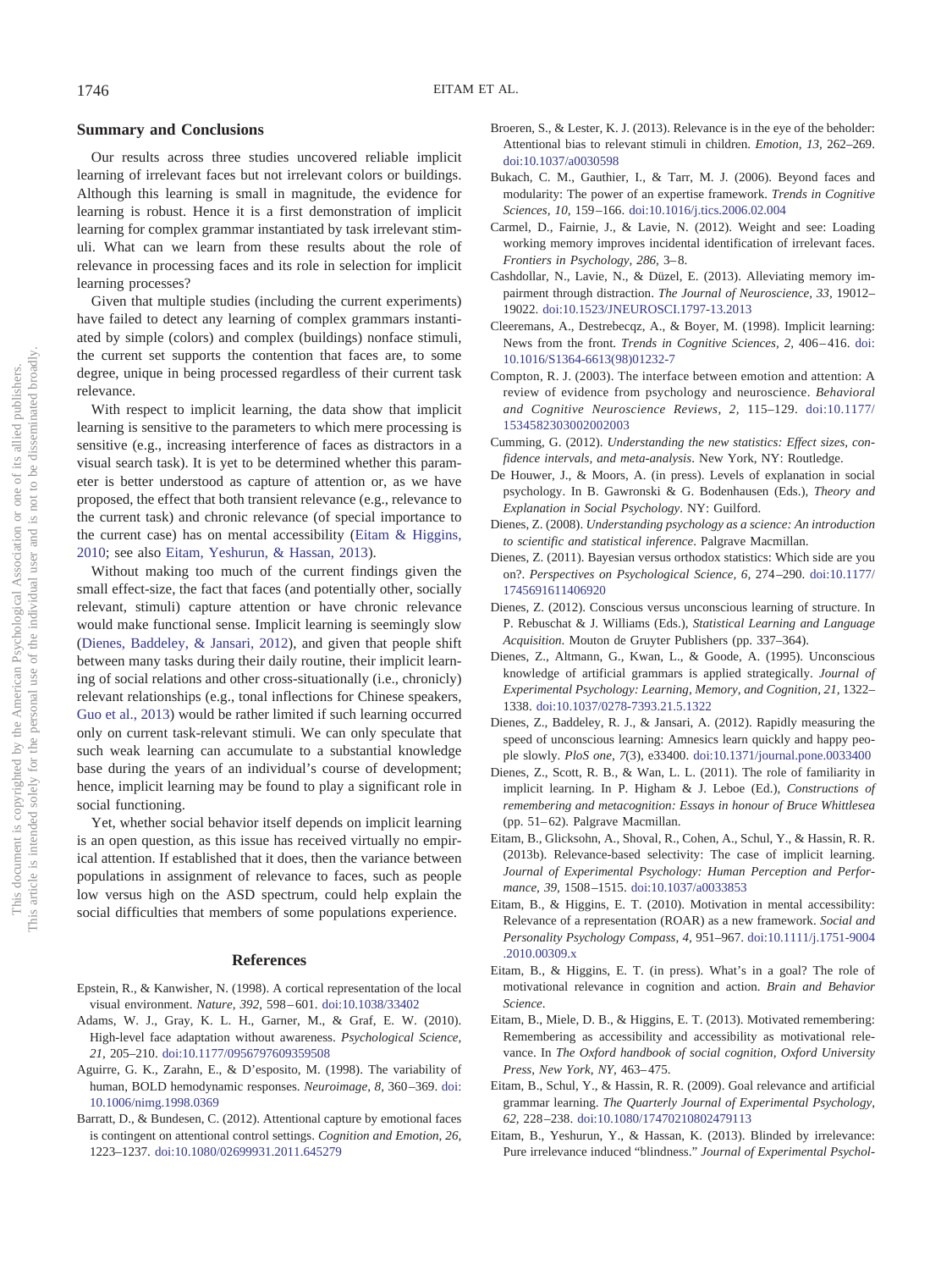## Summary and Conclusions

Our results across three studies uncovered reliable implicit learning of irrelevant faces but not irrelevant colors or buildings. Although this learning is small in magnitude, the evidence for learning is robust. Hence it is a first demonstration of implicit learning for complex grammar instantiated by task irrelevant stimuli. What can we learn from these results about the role of relevance in processing faces and its role in selection for implicit learning processes?

Given that multiple studies (including the current experiments) have failed to detect any learning of complex grammars instantiated by simple (colors) and complex (buildings) nonface stimuli, the current set supports the contention that faces are, to some degree, unique in being processed regardless of their current task relevance.

With respect to implicit learning, the data show that implicit learning is sensitive to the parameters to which mere processing is sensitive (e.g., increasing interference of faces as distractors in a visual search task). It is yet to be determined whether this parameter is better understood as capture of attention or, as we have proposed, the effect that both transient relevance (e.g., relevance to the current task) and chronic relevance (of special importance to the current case) has on mental accessibility (Eitam & Higgins, 2010; see also Eitam, Yeshurun, & Hassan, 2013).

Without making too much of the current findings given the small effect-size, the fact that faces (and potentially other, socially relevant, stimuli) capture attention or have chronic relevance would make functional sense. Implicit learning is seemingly slow (Dienes, Baddeley, & Jansari, 2012), and given that people shift between many tasks during their daily routine, their implicit learning of social relations and other cross-situationally (i.e., chronicly) relevant relationships (e.g., tonal inflections for Chinese speakers, Guo et al., 2013) would be rather limited if such learning occurred only on current task-relevant stimuli. We can only speculate that such weak learning can accumulate to a substantial knowledge base during the years of an individual's course of development; hence, implicit learning may be found to play a significant role in social functioning.

Yet, whether social behavior itself depends on implicit learning is an open question, as this issue has received virtually no empirical attention. If established that it does, then the variance between populations in assignment of relevance to faces, such as people low versus high on the ASD spectrum, could help explain the social difficulties that members of some populations experience.

## References

Epstein, R., & Kanwisher, N. (1998). A cortical representation of the local visual environment. *Nature, 392,* 598–601. doi:10.1038/33402

Adams, W. J., Gray, K. L. H., Garner, M., & Graf, E. W. (2010). High-level face adaptation without awareness. *Psychological Science, 21,* 205–210. doi:10.1177/0956797609359508

Aguirre, G. K., Zarahn, E., & D'esposito, M. (1998). The variability of human, BOLD hemodynamic responses. *Neuroimage, 8,* 360–369. doi:10.1006/nimg.1998.0369

Barratt, D., & Bundesen, C. (2012). Attentional capture by emotional faces is contingent on attentional control settings. *Cognition and Emotion, 26,* 1223–1237. doi:10.1080/02699931.2011.645279

Broeren, S., & Lester, K. J. (2013). Relevance is in the eye of the beholder: Attentional bias to relevant stimuli in children. *Emotion, 13,* 262–269. doi:10.1037/a0030598

Bukach, C. M., Gauthier, I., & Tarr, M. J. (2006). Beyond faces and modularity: The power of an expertise framework. *Trends in Cognitive Sciences, 10,* 159–166. doi:10.1016/j.tics.2006.02.004

Carmel, D., Fairnie, J., & Lavie, N. (2012). Weight and see: Loading working memory improves incidental identification of irrelevant faces. *Frontiers in Psychology, 286,* 3–8.

Cashdollar, N., Lavie, N., & Düzel, E. (2013). Alleviating memory impairment through distraction. *The Journal of Neuroscience, 33,* 19012–19022. doi:10.1523/JNEUROSCI.1797-13.2013

Cleeremans, A., Destrebecqz, A., & Boyer, M. (1998). Implicit learning: News from the front. *Trends in Cognitive Sciences, 2,* 406–416. doi:10.1016/S1364-6613(98)01232-7

Compton, R. J. (2003). The interface between emotion and attention: A review of evidence from psychology and neuroscience. *Behavioral and Cognitive Neuroscience Reviews, 2,* 115–129. doi:10.1177/1534582303002002003

Cumming, G. (2012). *Understanding the new statistics: Effect sizes, confidence intervals, and meta-analysis*. New York, NY: Routledge.

De Houwer, J., & Moors, A. (in press). Levels of explanation in social psychology. In B. Gawronski & G. Bodenhausen (Eds.), *Theory and Explanation in Social Psychology*. NY: Guilford.

Dienes, Z. (2008). *Understanding psychology as a science: An introduction to scientific and statistical inference*. Palgrave Macmillan.

Dienes, Z. (2011). Bayesian versus orthodox statistics: Which side are you on?. *Perspectives on Psychological Science, 6,* 274–290. doi:10.1177/1745691611406920

Dienes, Z. (2012). Conscious versus unconscious learning of structure. In P. Rebuschat & J. Williams (Eds.), *Statistical Learning and Language Acquisition*. Mouton de Gruyter Publishers (pp. 337–364).

Dienes, Z., Altmann, G., Kwan, L., & Goode, A. (1995). Unconscious knowledge of artificial grammars is applied strategically. *Journal of Experimental Psychology: Learning, Memory, and Cognition, 21,* 1322–1338. doi:10.1037/0278-7393.21.5.1322

Dienes, Z., Baddeley, R. J., & Jansari, A. (2012). Rapidly measuring the speed of unconscious learning: Amnesics learn quickly and happy people slowly. *PloS one, 7*(3), e33400. doi:10.1371/journal.pone.0033400

Dienes, Z., Scott, R. B., & Wan, L. L. (2011). The role of familiarity in implicit learning. In P. Higham & J. Leboe (Ed.), *Constructions of remembering and metacognition: Essays in honour of Bruce Whittlesea* (pp. 51–62). Palgrave Macmillan.

Eitam, B., Glicksohn, A., Shoval, R., Cohen, A., Schul, Y., & Hassin, R. R. (2013b). Relevance-based selectivity: The case of implicit learning. *Journal of Experimental Psychology: Human Perception and Performance, 39,* 1508–1515. doi:10.1037/a0033853

Eitam, B., & Higgins, E. T. (2010). Motivation in mental accessibility: Relevance of a representation (ROAR) as a new framework. *Social and Personality Psychology Compass, 4,* 951–967. doi:10.1111/j.1751-9004.2010.00309.x

Eitam, B., & Higgins, E. T. (in press). What's in a goal? The role of motivational relevance in cognition and action. *Brain and Behavior Science*.

Eitam, B., Miele, D. B., & Higgins, E. T. (2013). Motivated remembering: Remembering as accessibility and accessibility as motivational relevance. In *The Oxford handbook of social cognition, Oxford University Press, New York, NY,* 463–475.

Eitam, B., Schul, Y., & Hassin, R. R. (2009). Goal relevance and artificial grammar learning. *The Quarterly Journal of Experimental Psychology, 62,* 228–238. doi:10.1080/17470210802479113

Eitam, B., Yeshurun, Y., & Hassan, K. (2013). Blinded by irrelevance: Pure irrelevance induced "blindness." *Journal of Experimental Psychol-*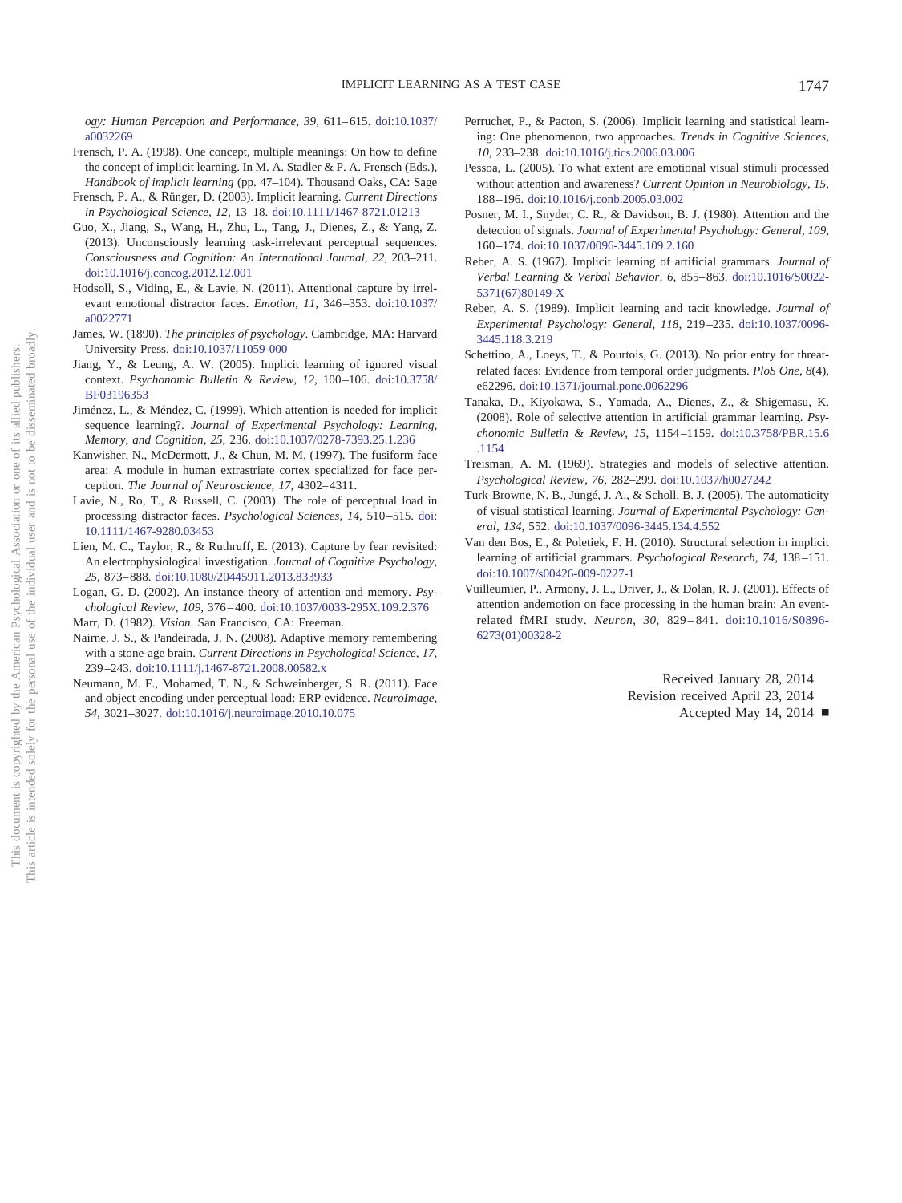ogy: Human Perception and Performance, 39,* 611–615. doi:10.1037/a0032269

Frensch, P. A. (1998). One concept, multiple meanings: On how to define the concept of implicit learning. In M. A. Stadler & P. A. Frensch (Eds.), *Handbook of implicit learning* (pp. 47–104). Thousand Oaks, CA: Sage

Frensch, P. A., & Rünger, D. (2003). Implicit learning. *Current Directions in Psychological Science, 12,* 13–18. doi:10.1111/1467-8721.01213

Guo, X., Jiang, S., Wang, H., Zhu, L., Tang, J., Dienes, Z., & Yang, Z. (2013). Unconsciously learning task-irrelevant perceptual sequences. *Consciousness and Cognition: An International Journal, 22,* 203–211. doi:10.1016/j.concog.2012.12.001

Hodsoll, S., Viding, E., & Lavie, N. (2011). Attentional capture by irrelevant emotional distractor faces. *Emotion, 11,* 346–353. doi:10.1037/a0022771

James, W. (1890). *The principles of psychology*. Cambridge, MA: Harvard University Press. doi:10.1037/11059-000

Jiang, Y., & Leung, A. W. (2005). Implicit learning of ignored visual context. *Psychonomic Bulletin & Review, 12,* 100–106. doi:10.3758/BF03196353

Jiménez, L., & Méndez, C. (1999). Which attention is needed for implicit sequence learning?. *Journal of Experimental Psychology: Learning, Memory, and Cognition, 25,* 236. doi:10.1037/0278-7393.25.1.236

Kanwisher, N., McDermott, J., & Chun, M. M. (1997). The fusiform face area: A module in human extrastriate cortex specialized for face perception. *The Journal of Neuroscience, 17,* 4302–4311.

Lavie, N., Ro, T., & Russell, C. (2003). The role of perceptual load in processing distractor faces. *Psychological Sciences, 14,* 510–515. doi:10.1111/1467-9280.03453

Lien, M. C., Taylor, R., & Ruthruff, E. (2013). Capture by fear revisited: An electrophysiological investigation. *Journal of Cognitive Psychology, 25,* 873–888. doi:10.1080/20445911.2013.833933

Logan, G. D. (2002). An instance theory of attention and memory. *Psychological Review, 109,* 376–400. doi:10.1037/0033-295X.109.2.376

Marr, D. (1982). *Vision*. San Francisco, CA: Freeman.

Nairne, J. S., & Pandeirada, J. N. (2008). Adaptive memory remembering with a stone-age brain. *Current Directions in Psychological Science, 17,* 239–243. doi:10.1111/j.1467-8721.2008.00582.x

Neumann, M. F., Mohamed, T. N., & Schweinberger, S. R. (2011). Face and object encoding under perceptual load: ERP evidence. *NeuroImage, 54,* 3021–3027. doi:10.1016/j.neuroimage.2010.10.075

Perruchet, P., & Pacton, S. (2006). Implicit learning and statistical learning: One phenomenon, two approaches. *Trends in Cognitive Sciences, 10,* 233–238. doi:10.1016/j.tics.2006.03.006

Pessoa, L. (2005). To what extent are emotional visual stimuli processed without attention and awareness? *Current Opinion in Neurobiology, 15,* 188–196. doi:10.1016/j.conb.2005.03.002

Posner, M. I., Snyder, C. R., & Davidson, B. J. (1980). Attention and the detection of signals. *Journal of Experimental Psychology: General, 109,* 160–174. doi:10.1037/0096-3445.109.2.160

Reber, A. S. (1967). Implicit learning of artificial grammars. *Journal of Verbal Learning & Verbal Behavior, 6,* 855–863. doi:10.1016/S0022-5371(67)80149-X

Reber, A. S. (1989). Implicit learning and tacit knowledge. *Journal of Experimental Psychology: General, 118,* 219–235. doi:10.1037/0096-3445.118.3.219

Schettino, A., Loeys, T., & Pourtois, G. (2013). No prior entry for threat-related faces: Evidence from temporal order judgments. *PloS One, 8*(4), e62296. doi:10.1371/journal.pone.0062296

Tanaka, D., Kiyokawa, S., Yamada, A., Dienes, Z., & Shigemasu, K. (2008). Role of selective attention in artificial grammar learning. *Psychonomic Bulletin & Review, 15,* 1154–1159. doi:10.3758/PBR.15.6.1154

Treisman, A. M. (1969). Strategies and models of selective attention. *Psychological Review, 76,* 282–299. doi:10.1037/h0027242

Turk-Browne, N. B., Jungé, J. A., & Scholl, B. J. (2005). The automaticity of visual statistical learning. *Journal of Experimental Psychology: General, 134,* 552. doi:10.1037/0096-3445.134.4.552

Van den Bos, E., & Poletiek, F. H. (2010). Structural selection in implicit learning of artificial grammars. *Psychological Research, 74,* 138–151. doi:10.1007/s00426-009-0227-1

Vuilleumier, P., Armony, J. L., Driver, J., & Dolan, R. J. (2001). Effects of attention andemotion on face processing in the human brain: An event-related fMRI study. *Neuron, 30,* 829–841. doi:10.1016/S0896-6273(01)00328-2

Received January 28, 2014
Revision received April 23, 2014
Accepted May 14, 2014 ■